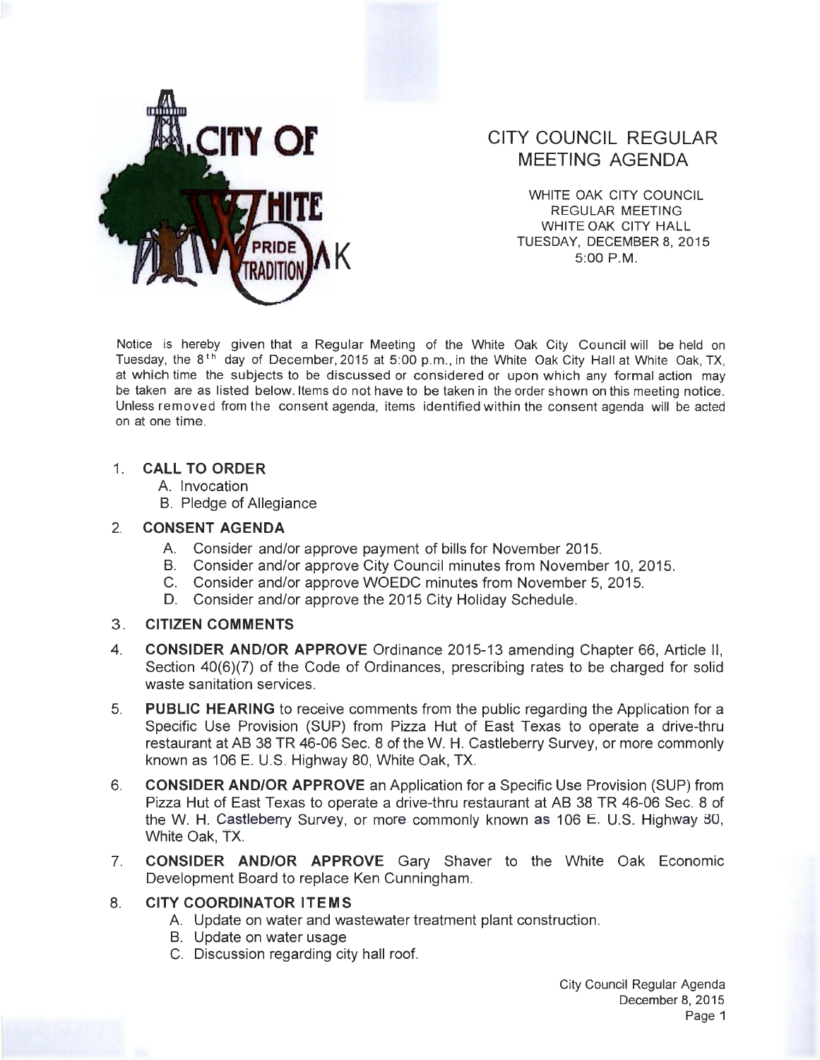CITY OF WHITE OAK

PRIDE TRADITION

# CITY COUNCIL REGULAR MEETING AGENDA

WHITE OAK CITY COUNCIL
REGULAR MEETING
WHITE OAK CITY HALL
TUESDAY, DECEMBER 8, 2015
5:00 P.M.

Notice is hereby given that a Regular Meeting of the White Oak City Council will be held on Tuesday, the 8th day of December, 2015 at 5:00 p.m., in the White Oak City Hall at White Oak, TX, at which time the subjects to be discussed or considered or upon which any formal action may be taken are as listed below. Items do not have to be taken in the order shown on this meeting notice. Unless removed from the consent agenda, items identified within the consent agenda will be acted on at one time.

1. **CALL TO ORDER**
   A. Invocation
   B. Pledge of Allegiance

2. **CONSENT AGENDA**
   A. Consider and/or approve payment of bills for November 2015.
   B. Consider and/or approve City Council minutes from November 10, 2015.
   C. Consider and/or approve WOEDC minutes from November 5, 2015.
   D. Consider and/or approve the 2015 City Holiday Schedule.

3. **CITIZEN COMMENTS**

4. **CONSIDER AND/OR APPROVE** Ordinance 2015-13 amending Chapter 66, Article II, Section 40(6)(7) of the Code of Ordinances, prescribing rates to be charged for solid waste sanitation services.

5. **PUBLIC HEARING** to receive comments from the public regarding the Application for a Specific Use Provision (SUP) from Pizza Hut of East Texas to operate a drive-thru restaurant at AB 38 TR 46-06 Sec. 8 of the W. H. Castleberry Survey, or more commonly known as 106 E. U.S. Highway 80, White Oak, TX.

6. **CONSIDER AND/OR APPROVE** an Application for a Specific Use Provision (SUP) from Pizza Hut of East Texas to operate a drive-thru restaurant at AB 38 TR 46-06 Sec. 8 of the W. H. Castleberry Survey, or more commonly known as 106 E. U.S. Highway 80, White Oak, TX.

7. **CONSIDER AND/OR APPROVE** Gary Shaver to the White Oak Economic Development Board to replace Ken Cunningham.

8. **CITY COORDINATOR ITEMS**
   A. Update on water and wastewater treatment plant construction.
   B. Update on water usage
   C. Discussion regarding city hall roof.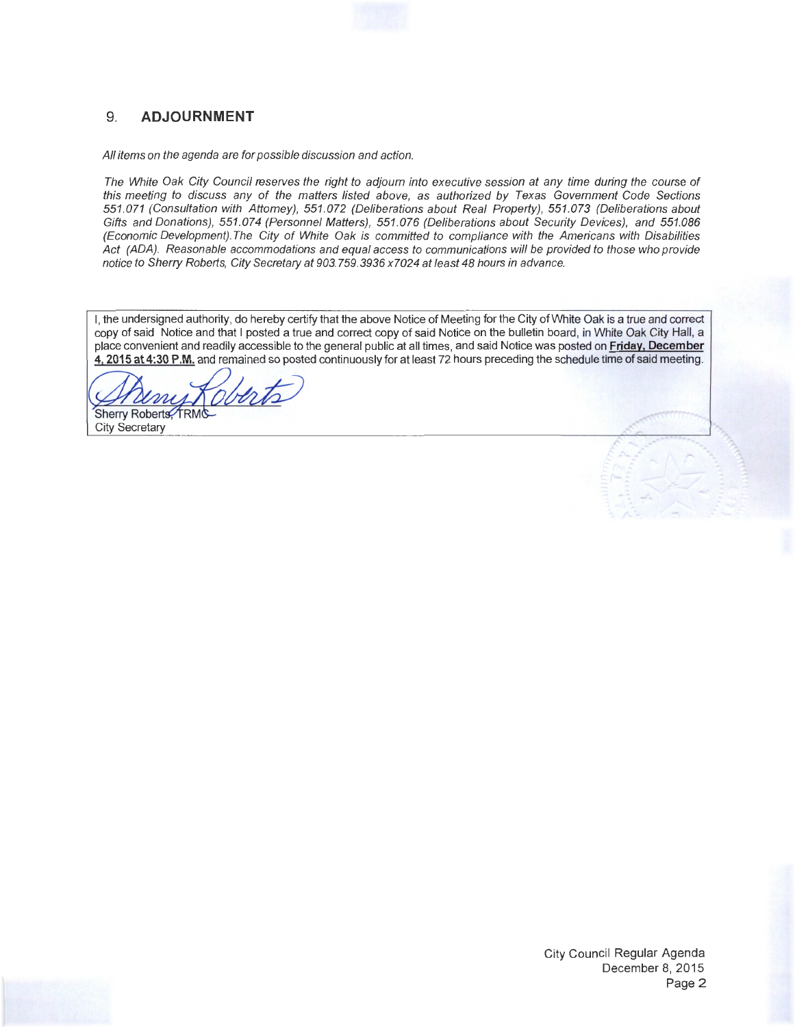## 9. ADJOURNMENT

*All items on the agenda are for possible discussion and action.*

*The White Oak City Council reserves the right to adjourn into executive session at any time during the course of this meeting to discuss any of the matters listed above, as authorized by Texas Government Code Sections 551.071 (Consultation with Attorney), 551.072 (Deliberations about Real Property), 551.073 (Deliberations about Gifts and Donations), 551.074 (Personnel Matters), 551.076 (Deliberations about Security Devices), and 551.086 (Economic Development). The City of White Oak is committed to compliance with the Americans with Disabilities Act (ADA). Reasonable accommodations and equal access to communications will be provided to those who provide notice to Sherry Roberts, City Secretary at 903.759.3936 x7024 at least 48 hours in advance.*

I, the undersigned authority, do hereby certify that the above Notice of Meeting for the City of White Oak is a true and correct copy of said Notice and that I posted a true and correct copy of said Notice on the bulletin board, in White Oak City Hall, a place convenient and readily accessible to the general public at all times, and said Notice was posted on **Friday, December 4, 2015 at 4:30 P.M.** and remained so posted continuously for at least 72 hours preceding the schedule time of said meeting.

Sherry Roberts, TRMC
City Secretary

City Council Regular Agenda
December 8, 2015